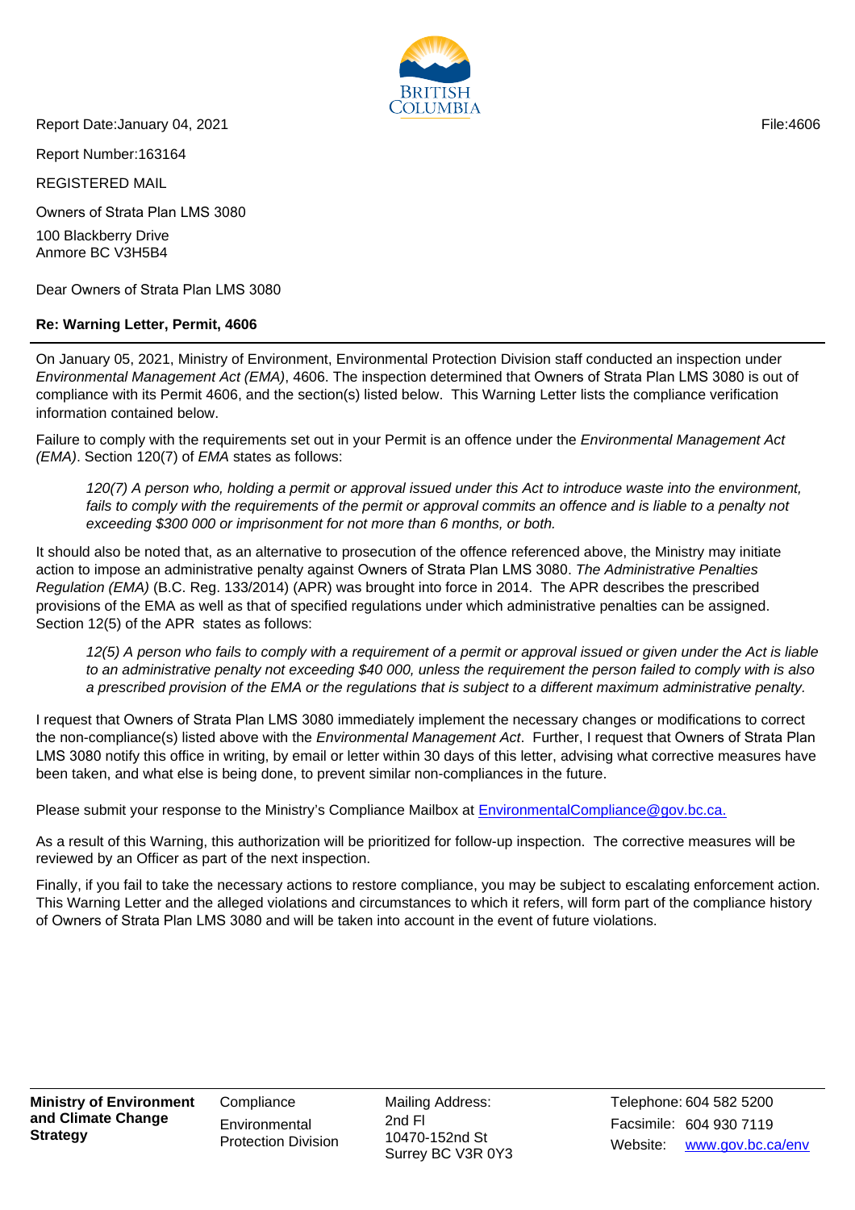BRITISH COLUMBIA

Report Date:January 04, 2021

File:4606

Report Number:163164

REGISTERED MAIL

Owners of Strata Plan LMS 3080

100 Blackberry Drive
Anmore BC V3H5B4

Dear Owners of Strata Plan LMS 3080

**Re: Warning Letter, Permit, 4606**

On January 05, 2021, Ministry of Environment, Environmental Protection Division staff conducted an inspection under *Environmental Management Act (EMA)*, 4606. The inspection determined that Owners of Strata Plan LMS 3080 is out of compliance with its Permit 4606, and the section(s) listed below. This Warning Letter lists the compliance verification information contained below.

Failure to comply with the requirements set out in your Permit is an offence under the *Environmental Management Act (EMA)*. Section 120(7) of *EMA* states as follows:

> *120(7) A person who, holding a permit or approval issued under this Act to introduce waste into the environment, fails to comply with the requirements of the permit or approval commits an offence and is liable to a penalty not exceeding $300 000 or imprisonment for not more than 6 months, or both.*

It should also be noted that, as an alternative to prosecution of the offence referenced above, the Ministry may initiate action to impose an administrative penalty against Owners of Strata Plan LMS 3080. *The Administrative Penalties Regulation (EMA)* (B.C. Reg. 133/2014) (APR) was brought into force in 2014. The APR describes the prescribed provisions of the EMA as well as that of specified regulations under which administrative penalties can be assigned. Section 12(5) of the APR states as follows:

> *12(5) A person who fails to comply with a requirement of a permit or approval issued or given under the Act is liable to an administrative penalty not exceeding $40 000, unless the requirement the person failed to comply with is also a prescribed provision of the EMA or the regulations that is subject to a different maximum administrative penalty.*

I request that Owners of Strata Plan LMS 3080 immediately implement the necessary changes or modifications to correct the non-compliance(s) listed above with the *Environmental Management Act*. Further, I request that Owners of Strata Plan LMS 3080 notify this office in writing, by email or letter within 30 days of this letter, advising what corrective measures have been taken, and what else is being done, to prevent similar non-compliances in the future.

Please submit your response to the Ministry's Compliance Mailbox at EnvironmentalCompliance@gov.bc.ca.

As a result of this Warning, this authorization will be prioritized for follow-up inspection. The corrective measures will be reviewed by an Officer as part of the next inspection.

Finally, if you fail to take the necessary actions to restore compliance, you may be subject to escalating enforcement action. This Warning Letter and the alleged violations and circumstances to which it refers, will form part of the compliance history of Owners of Strata Plan LMS 3080 and will be taken into account in the event of future violations.

**Ministry of Environment and Climate Change Strategy**

Compliance
Environmental Protection Division

Mailing Address:
2nd Fl
10470-152nd St
Surrey BC V3R 0Y3

Telephone: 604 582 5200
Facsimile: 604 930 7119
Website: www.gov.bc.ca/env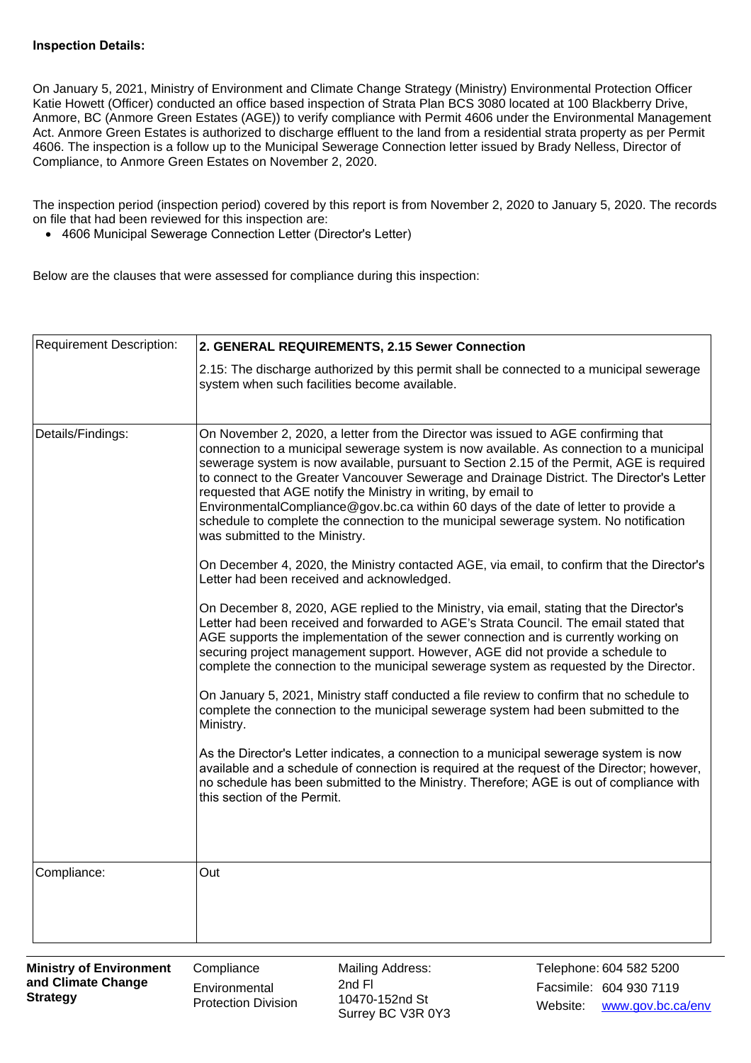**Inspection Details:**

On January 5, 2021, Ministry of Environment and Climate Change Strategy (Ministry) Environmental Protection Officer Katie Howett (Officer) conducted an office based inspection of Strata Plan BCS 3080 located at 100 Blackberry Drive, Anmore, BC (Anmore Green Estates (AGE)) to verify compliance with Permit 4606 under the Environmental Management Act. Anmore Green Estates is authorized to discharge effluent to the land from a residential strata property as per Permit 4606. The inspection is a follow up to the Municipal Sewerage Connection letter issued by Brady Nelless, Director of Compliance, to Anmore Green Estates on November 2, 2020.

The inspection period (inspection period) covered by this report is from November 2, 2020 to January 5, 2020. The records on file that had been reviewed for this inspection are:

- 4606 Municipal Sewerage Connection Letter (Director's Letter)

Below are the clauses that were assessed for compliance during this inspection:

| Requirement Description: | **2. GENERAL REQUIREMENTS, 2.15 Sewer Connection**<br><br>2.15: The discharge authorized by this permit shall be connected to a municipal sewerage system when such facilities become available. |
| --- | --- |
| Details/Findings: | On November 2, 2020, a letter from the Director was issued to AGE confirming that connection to a municipal sewerage system is now available. As connection to a municipal sewerage system is now available, pursuant to Section 2.15 of the Permit, AGE is required to connect to the Greater Vancouver Sewerage and Drainage District. The Director's Letter requested that AGE notify the Ministry in writing, by email to EnvironmentalCompliance@gov.bc.ca within 60 days of the date of letter to provide a schedule to complete the connection to the municipal sewerage system. No notification was submitted to the Ministry.<br><br>On December 4, 2020, the Ministry contacted AGE, via email, to confirm that the Director's Letter had been received and acknowledged.<br><br>On December 8, 2020, AGE replied to the Ministry, via email, stating that the Director's Letter had been received and forwarded to AGE's Strata Council. The email stated that AGE supports the implementation of the sewer connection and is currently working on securing project management support. However, AGE did not provide a schedule to complete the connection to the municipal sewerage system as requested by the Director.<br><br>On January 5, 2021, Ministry staff conducted a file review to confirm that no schedule to complete the connection to the municipal sewerage system had been submitted to the Ministry.<br><br>As the Director's Letter indicates, a connection to a municipal sewerage system is now available and a schedule of connection is required at the request of the Director; however, no schedule has been submitted to the Ministry. Therefore; AGE is out of compliance with this section of the Permit. |
| Compliance: | Out |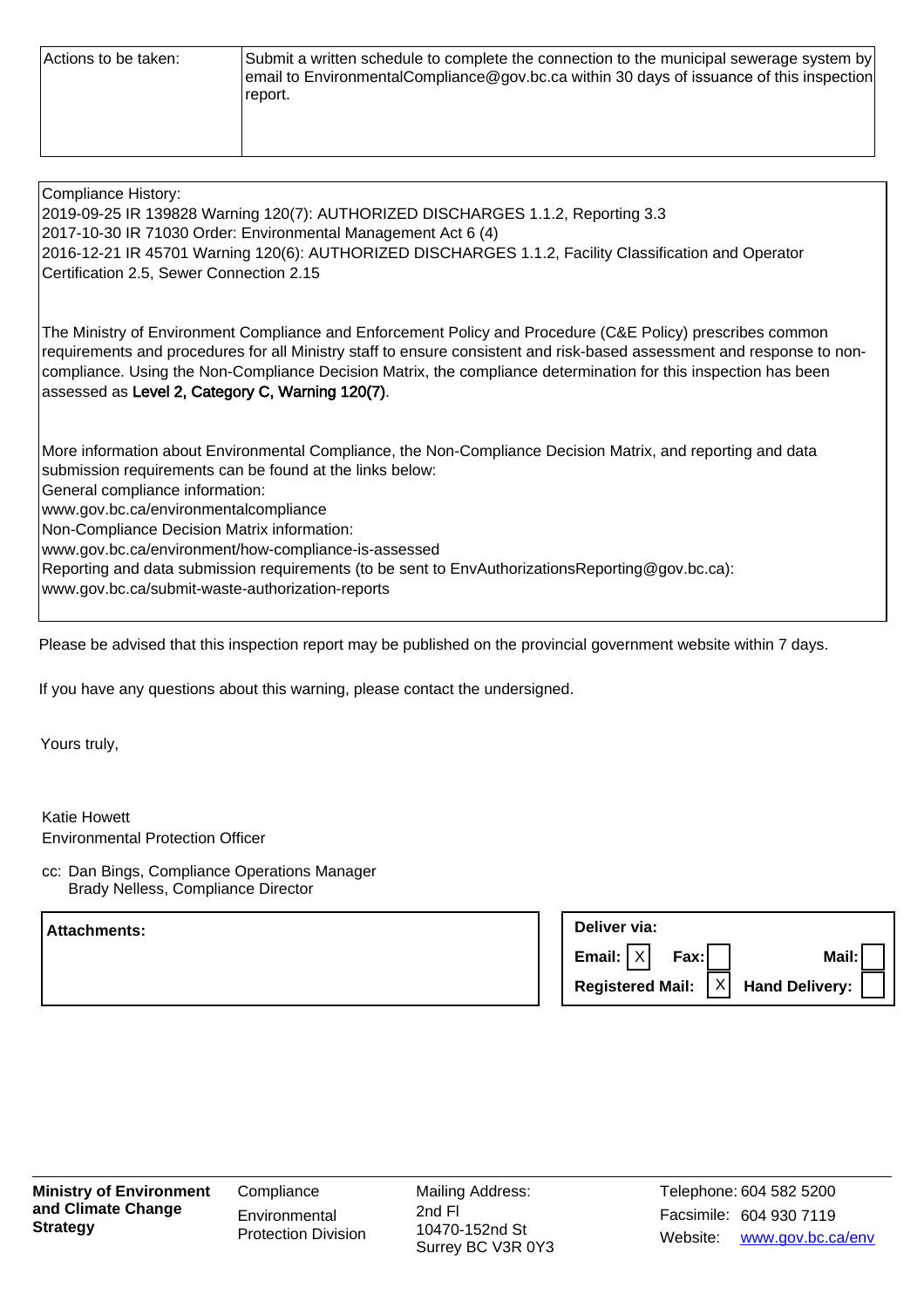| Actions to be taken: | Submit a written schedule to complete the connection to the municipal sewerage system by email to EnvironmentalCompliance@gov.bc.ca within 30 days of issuance of this inspection report. |
|---|---|

Compliance History:
2019-09-25 IR 139828 Warning 120(7): AUTHORIZED DISCHARGES 1.1.2, Reporting 3.3
2017-10-30 IR 71030 Order: Environmental Management Act 6 (4)
2016-12-21 IR 45701 Warning 120(6): AUTHORIZED DISCHARGES 1.1.2, Facility Classification and Operator Certification 2.5, Sewer Connection 2.15

The Ministry of Environment Compliance and Enforcement Policy and Procedure (C&E Policy) prescribes common requirements and procedures for all Ministry staff to ensure consistent and risk-based assessment and response to non-compliance. Using the Non-Compliance Decision Matrix, the compliance determination for this inspection has been assessed as Level 2, Category C, Warning 120(7).

More information about Environmental Compliance, the Non-Compliance Decision Matrix, and reporting and data submission requirements can be found at the links below:
General compliance information:
www.gov.bc.ca/environmentalcompliance
Non-Compliance Decision Matrix information:
www.gov.bc.ca/environment/how-compliance-is-assessed
Reporting and data submission requirements (to be sent to EnvAuthorizationsReporting@gov.bc.ca):
www.gov.bc.ca/submit-waste-authorization-reports

Please be advised that this inspection report may be published on the provincial government website within 7 days.

If you have any questions about this warning, please contact the undersigned.

Yours truly,

Katie Howett
Environmental Protection Officer

cc: Dan Bings, Compliance Operations Manager
Brady Nelless, Compliance Director

**Attachments:**

**Deliver via:**
**Email:** [X] **Fax:** [ ] **Mail:** [ ]
**Registered Mail:** [X] **Hand Delivery:** [ ]

**Ministry of Environment and Climate Change Strategy**
Compliance
Environmental Protection Division
Mailing Address:
2nd Fl
10470-152nd St
Surrey BC V3R 0Y3
Telephone: 604 582 5200
Facsimile: 604 930 7119
Website: www.gov.bc.ca/env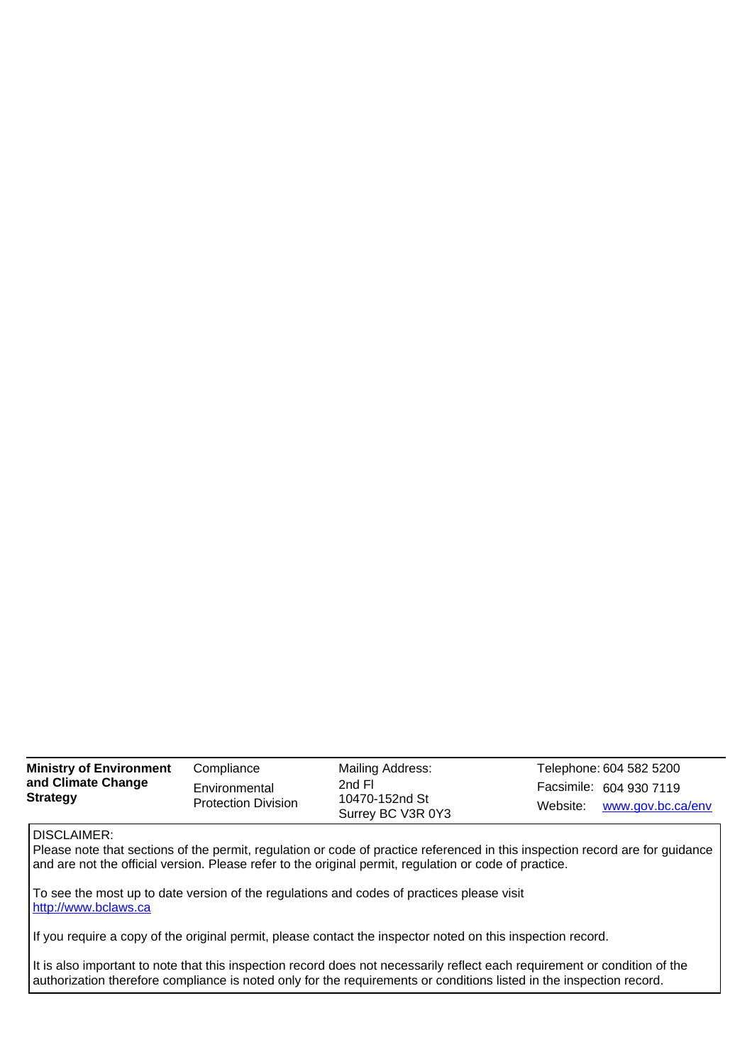| | | | |
|---|---|---|---|
| **Ministry of Environment and Climate Change Strategy** | Compliance<br>Environmental Protection Division | Mailing Address:<br>2nd Fl<br>10470-152nd St<br>Surrey BC V3R 0Y3 | Telephone: 604 582 5200<br>Facsimile: 604 930 7119<br>Website: www.gov.bc.ca/env |

DISCLAIMER:

Please note that sections of the permit, regulation or code of practice referenced in this inspection record are for guidance and are not the official version. Please refer to the original permit, regulation or code of practice.

To see the most up to date version of the regulations and codes of practices please visit http://www.bclaws.ca

If you require a copy of the original permit, please contact the inspector noted on this inspection record.

It is also important to note that this inspection record does not necessarily reflect each requirement or condition of the authorization therefore compliance is noted only for the requirements or conditions listed in the inspection record.